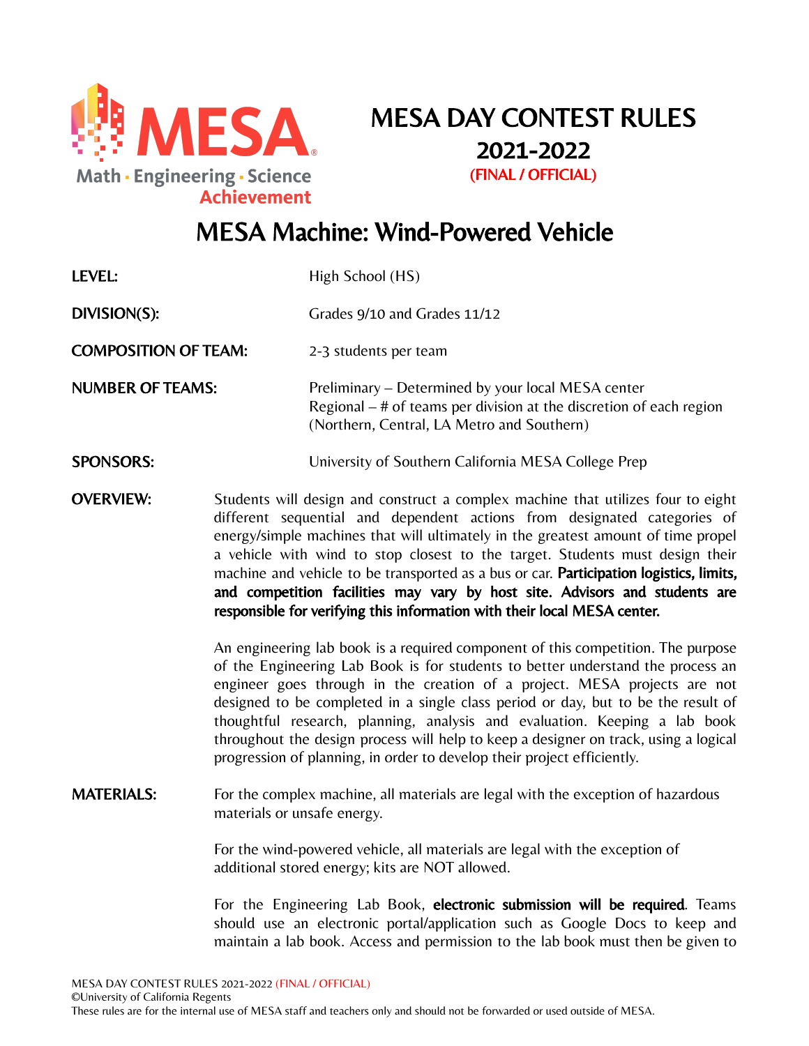# MESA DAY CONTEST RULES 2021-2022

(FINAL / OFFICIAL)

## MESA Machine: Wind-Powered Vehicle

**LEVEL:** High School (HS)

**DIVISION(S):** Grades 9/10 and Grades 11/12

**COMPOSITION OF TEAM:** 2-3 students per team

**NUMBER OF TEAMS:** Preliminary – Determined by your local MESA center
Regional – # of teams per division at the discretion of each region (Northern, Central, LA Metro and Southern)

**SPONSORS:** University of Southern California MESA College Prep

**OVERVIEW:** Students will design and construct a complex machine that utilizes four to eight different sequential and dependent actions from designated categories of energy/simple machines that will ultimately in the greatest amount of time propel a vehicle with wind to stop closest to the target. Students must design their machine and vehicle to be transported as a bus or car. **Participation logistics, limits, and competition facilities may vary by host site. Advisors and students are responsible for verifying this information with their local MESA center.**

An engineering lab book is a required component of this competition. The purpose of the Engineering Lab Book is for students to better understand the process an engineer goes through in the creation of a project. MESA projects are not designed to be completed in a single class period or day, but to be the result of thoughtful research, planning, analysis and evaluation. Keeping a lab book throughout the design process will help to keep a designer on track, using a logical progression of planning, in order to develop their project efficiently.

**MATERIALS:** For the complex machine, all materials are legal with the exception of hazardous materials or unsafe energy.

For the wind-powered vehicle, all materials are legal with the exception of additional stored energy; kits are NOT allowed.

For the Engineering Lab Book, **electronic submission will be required**. Teams should use an electronic portal/application such as Google Docs to keep and maintain a lab book. Access and permission to the lab book must then be given to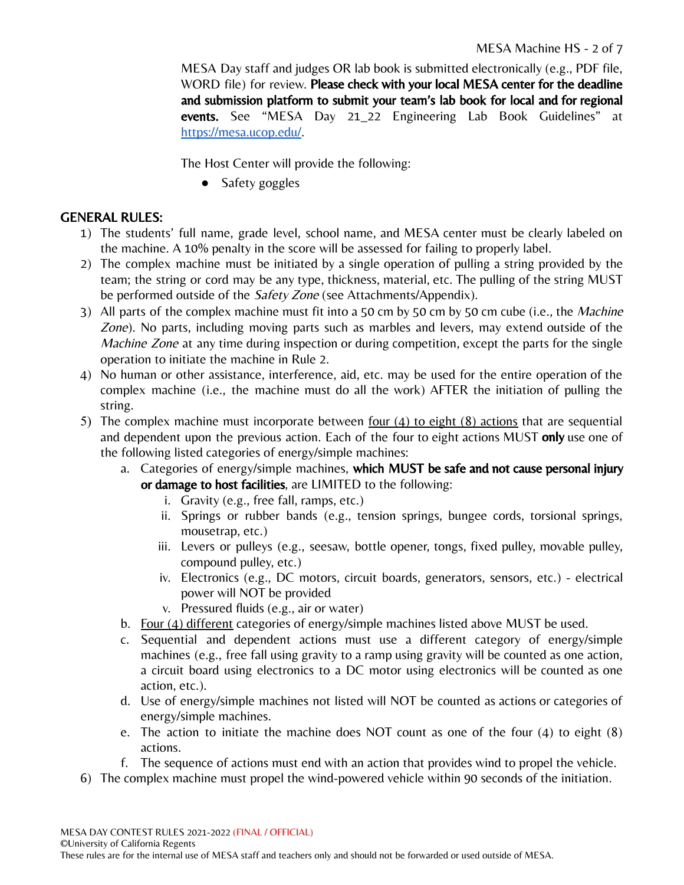MESA Day staff and judges OR lab book is submitted electronically (e.g., PDF file, WORD file) for review. **Please check with your local MESA center for the deadline and submission platform to submit your team's lab book for local and for regional events.** See "MESA Day 21_22 Engineering Lab Book Guidelines" at https://mesa.ucop.edu/.

The Host Center will provide the following:

- Safety goggles

## GENERAL RULES:

1) The students' full name, grade level, school name, and MESA center must be clearly labeled on the machine. A 10% penalty in the score will be assessed for failing to properly label.
2) The complex machine must be initiated by a single operation of pulling a string provided by the team; the string or cord may be any type, thickness, material, etc. The pulling of the string MUST be performed outside of the *Safety Zone* (see Attachments/Appendix).
3) All parts of the complex machine must fit into a 50 cm by 50 cm by 50 cm cube (i.e., the *Machine Zone*). No parts, including moving parts such as marbles and levers, may extend outside of the *Machine Zone* at any time during inspection or during competition, except the parts for the single operation to initiate the machine in Rule 2.
4) No human or other assistance, interference, aid, etc. may be used for the entire operation of the complex machine (i.e., the machine must do all the work) AFTER the initiation of pulling the string.
5) The complex machine must incorporate between <u>four (4) to eight (8) actions</u> that are sequential and dependent upon the previous action. Each of the four to eight actions MUST **only** use one of the following listed categories of energy/simple machines:
    a. Categories of energy/simple machines, **which MUST be safe and not cause personal injury or damage to host facilities**, are LIMITED to the following:
        i. Gravity (e.g., free fall, ramps, etc.)
        ii. Springs or rubber bands (e.g., tension springs, bungee cords, torsional springs, mousetrap, etc.)
        iii. Levers or pulleys (e.g., seesaw, bottle opener, tongs, fixed pulley, movable pulley, compound pulley, etc.)
        iv. Electronics (e.g., DC motors, circuit boards, generators, sensors, etc.) - electrical power will NOT be provided
        v. Pressured fluids (e.g., air or water)
    b. <u>Four (4) different</u> categories of energy/simple machines listed above MUST be used.
    c. Sequential and dependent actions must use a different category of energy/simple machines (e.g., free fall using gravity to a ramp using gravity will be counted as one action, a circuit board using electronics to a DC motor using electronics will be counted as one action, etc.).
    d. Use of energy/simple machines not listed will NOT be counted as actions or categories of energy/simple machines.
    e. The action to initiate the machine does NOT count as one of the four (4) to eight (8) actions.
    f. The sequence of actions must end with an action that provides wind to propel the vehicle.
6) The complex machine must propel the wind-powered vehicle within 90 seconds of the initiation.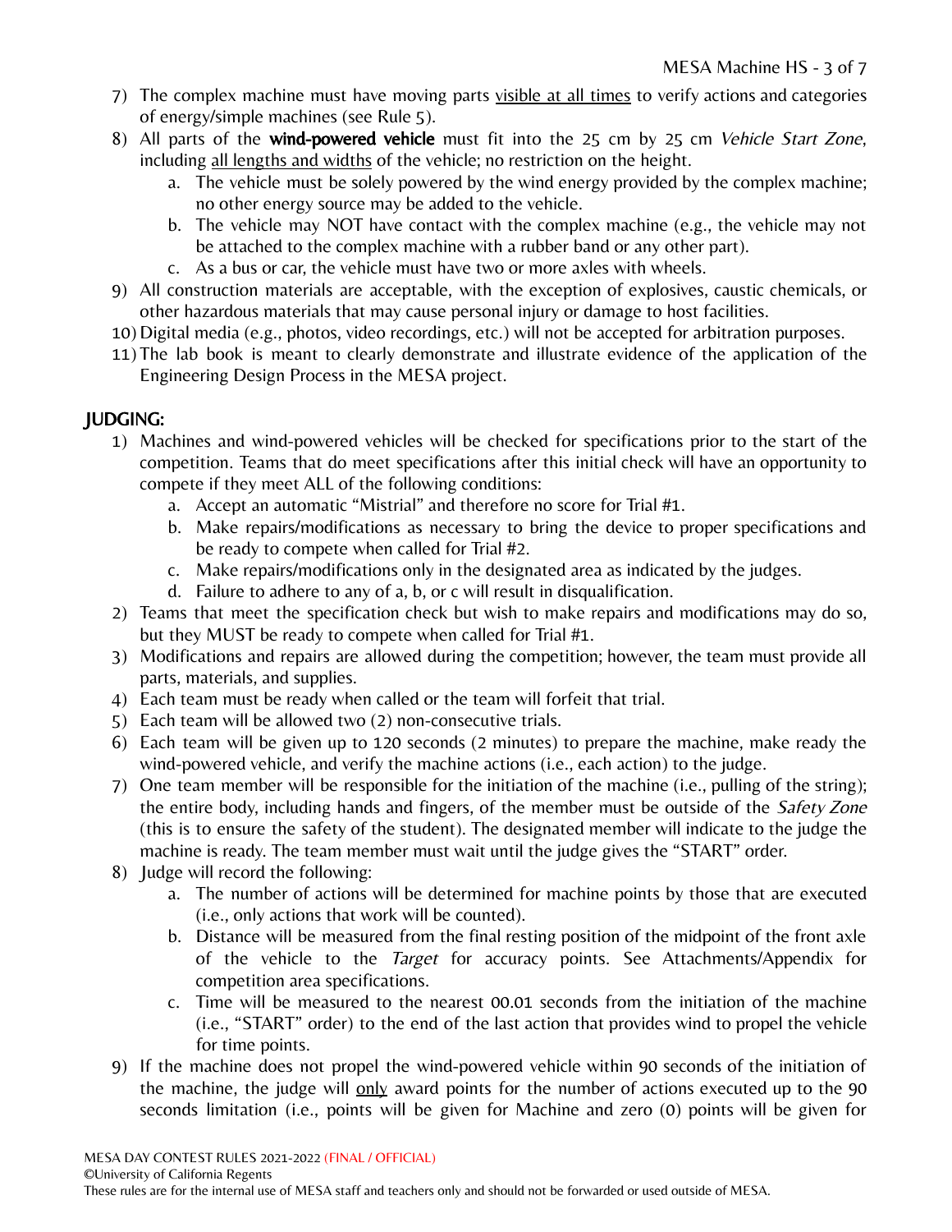7) The complex machine must have moving parts visible at all times to verify actions and categories of energy/simple machines (see Rule 5).
8) All parts of the **wind-powered vehicle** must fit into the 25 cm by 25 cm *Vehicle Start Zone*, including all lengths and widths of the vehicle; no restriction on the height.
   a. The vehicle must be solely powered by the wind energy provided by the complex machine; no other energy source may be added to the vehicle.
   b. The vehicle may NOT have contact with the complex machine (e.g., the vehicle may not be attached to the complex machine with a rubber band or any other part).
   c. As a bus or car, the vehicle must have two or more axles with wheels.
9) All construction materials are acceptable, with the exception of explosives, caustic chemicals, or other hazardous materials that may cause personal injury or damage to host facilities.
10) Digital media (e.g., photos, video recordings, etc.) will not be accepted for arbitration purposes.
11) The lab book is meant to clearly demonstrate and illustrate evidence of the application of the Engineering Design Process in the MESA project.

## JUDGING:

1) Machines and wind-powered vehicles will be checked for specifications prior to the start of the competition. Teams that do meet specifications after this initial check will have an opportunity to compete if they meet ALL of the following conditions:
   a. Accept an automatic "Mistrial" and therefore no score for Trial #1.
   b. Make repairs/modifications as necessary to bring the device to proper specifications and be ready to compete when called for Trial #2.
   c. Make repairs/modifications only in the designated area as indicated by the judges.
   d. Failure to adhere to any of a, b, or c will result in disqualification.
2) Teams that meet the specification check but wish to make repairs and modifications may do so, but they MUST be ready to compete when called for Trial #1.
3) Modifications and repairs are allowed during the competition; however, the team must provide all parts, materials, and supplies.
4) Each team must be ready when called or the team will forfeit that trial.
5) Each team will be allowed two (2) non-consecutive trials.
6) Each team will be given up to 120 seconds (2 minutes) to prepare the machine, make ready the wind-powered vehicle, and verify the machine actions (i.e., each action) to the judge.
7) One team member will be responsible for the initiation of the machine (i.e., pulling of the string); the entire body, including hands and fingers, of the member must be outside of the *Safety Zone* (this is to ensure the safety of the student). The designated member will indicate to the judge the machine is ready. The team member must wait until the judge gives the "START" order.
8) Judge will record the following:
   a. The number of actions will be determined for machine points by those that are executed (i.e., only actions that work will be counted).
   b. Distance will be measured from the final resting position of the midpoint of the front axle of the vehicle to the *Target* for accuracy points. See Attachments/Appendix for competition area specifications.
   c. Time will be measured to the nearest 00.01 seconds from the initiation of the machine (i.e., "START" order) to the end of the last action that provides wind to propel the vehicle for time points.
9) If the machine does not propel the wind-powered vehicle within 90 seconds of the initiation of the machine, the judge will only award points for the number of actions executed up to the 90 seconds limitation (i.e., points will be given for Machine and zero (0) points will be given for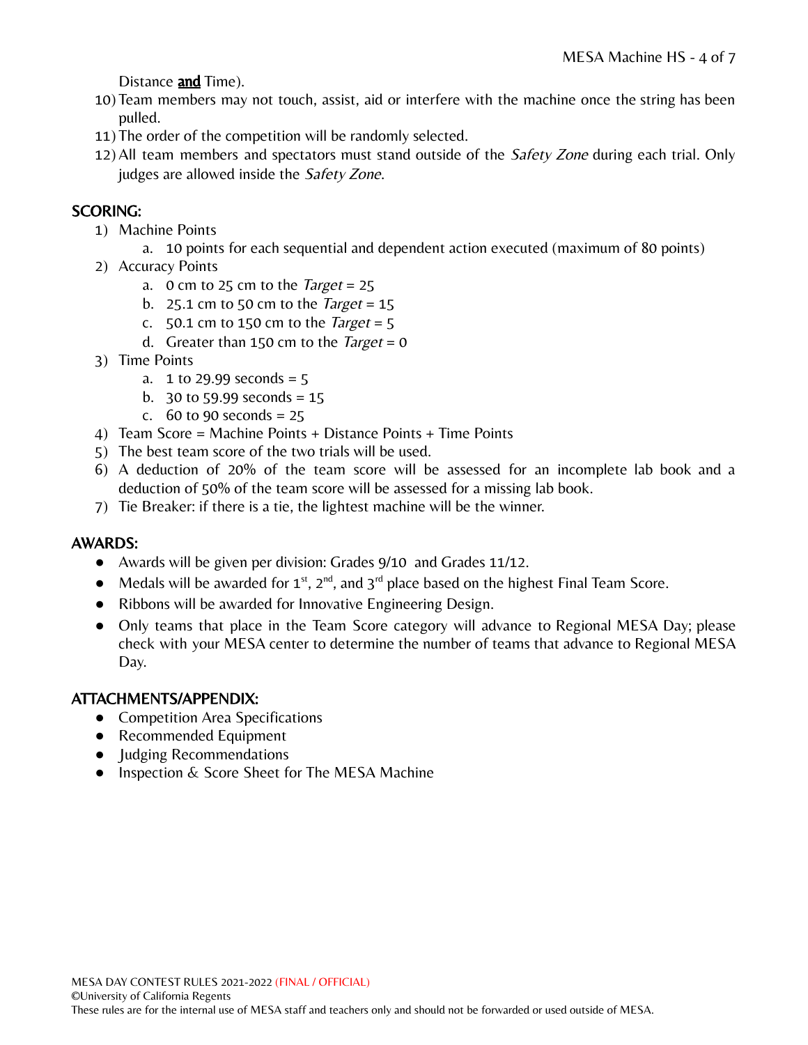Distance **<u>and</u>** Time).

10) Team members may not touch, assist, aid or interfere with the machine once the string has been pulled.
11) The order of the competition will be randomly selected.
12) All team members and spectators must stand outside of the *Safety Zone* during each trial. Only judges are allowed inside the *Safety Zone*.

## SCORING:

1) Machine Points
   a. 10 points for each sequential and dependent action executed (maximum of 80 points)
2) Accuracy Points
   a. 0 cm to 25 cm to the *Target* = 25
   b. 25.1 cm to 50 cm to the *Target* = 15
   c. 50.1 cm to 150 cm to the *Target* = 5
   d. Greater than 150 cm to the *Target* = 0
3) Time Points
   a. 1 to 29.99 seconds = 5
   b. 30 to 59.99 seconds = 15
   c. 60 to 90 seconds = 25
4) Team Score = Machine Points + Distance Points + Time Points
5) The best team score of the two trials will be used.
6) A deduction of 20% of the team score will be assessed for an incomplete lab book and a deduction of 50% of the team score will be assessed for a missing lab book.
7) Tie Breaker: if there is a tie, the lightest machine will be the winner.

## AWARDS:

- Awards will be given per division: Grades 9/10 and Grades 11/12.
- Medals will be awarded for 1st, 2nd, and 3rd place based on the highest Final Team Score.
- Ribbons will be awarded for Innovative Engineering Design.
- Only teams that place in the Team Score category will advance to Regional MESA Day; please check with your MESA center to determine the number of teams that advance to Regional MESA Day.

## ATTACHMENTS/APPENDIX:

- Competition Area Specifications
- Recommended Equipment
- Judging Recommendations
- Inspection & Score Sheet for The MESA Machine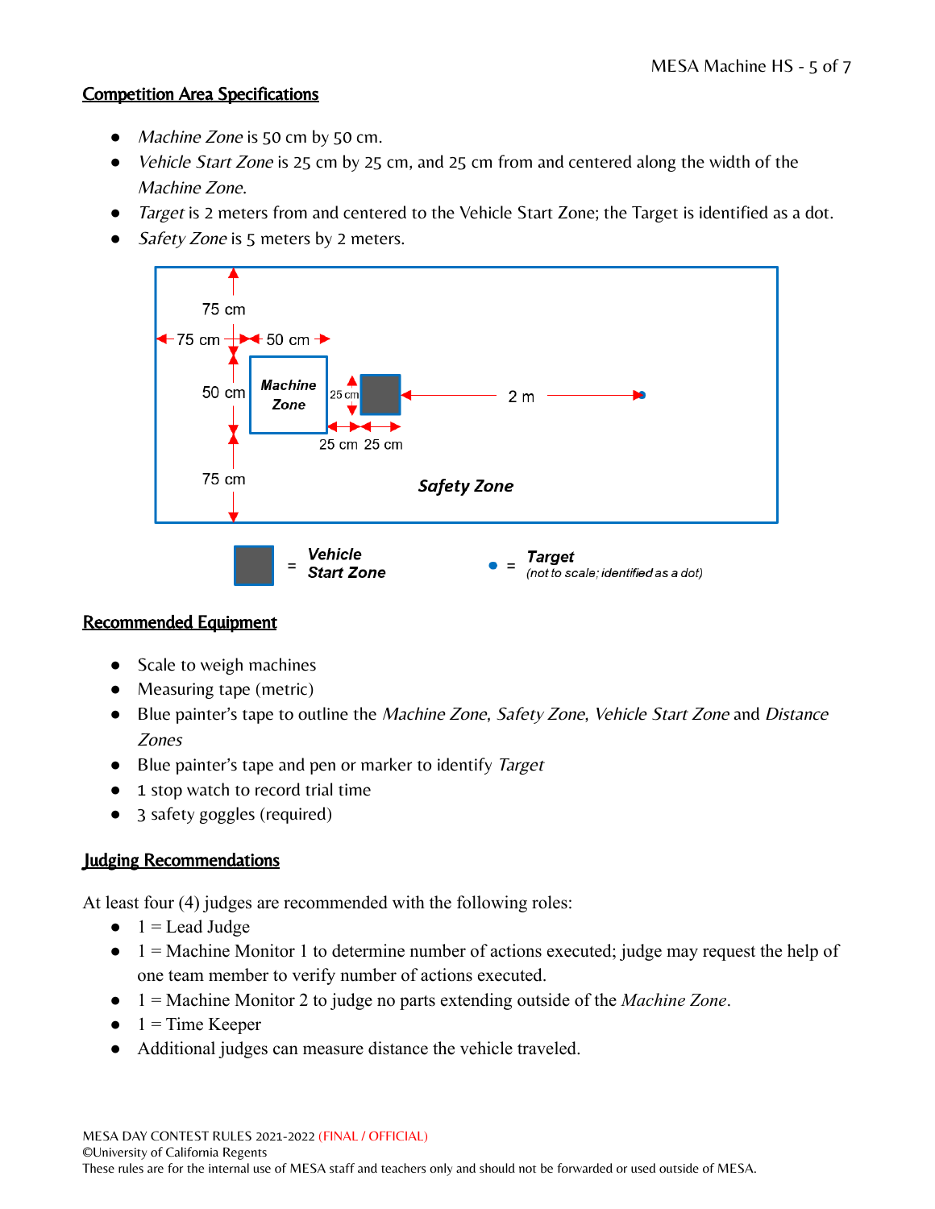## Competition Area Specifications

- *Machine Zone* is 50 cm by 50 cm.
- *Vehicle Start Zone* is 25 cm by 25 cm, and 25 cm from and centered along the width of the *Machine Zone*.
- *Target* is 2 meters from and centered to the Vehicle Start Zone; the Target is identified as a dot.
- *Safety Zone* is 5 meters by 2 meters.

## Recommended Equipment

- Scale to weigh machines
- Measuring tape (metric)
- Blue painter's tape to outline the *Machine Zone*, *Safety Zone*, *Vehicle Start Zone* and *Distance Zones*
- Blue painter's tape and pen or marker to identify *Target*
- 1 stop watch to record trial time
- 3 safety goggles (required)

## Judging Recommendations

At least four (4) judges are recommended with the following roles:

- 1 = Lead Judge
- 1 = Machine Monitor 1 to determine number of actions executed; judge may request the help of one team member to verify number of actions executed.
- 1 = Machine Monitor 2 to judge no parts extending outside of the *Machine Zone*.
- 1 = Time Keeper
- Additional judges can measure distance the vehicle traveled.

MESA DAY CONTEST RULES 2021-2022 (FINAL / OFFICIAL)
©University of California Regents
These rules are for the internal use of MESA staff and teachers only and should not be forwarded or used outside of MESA.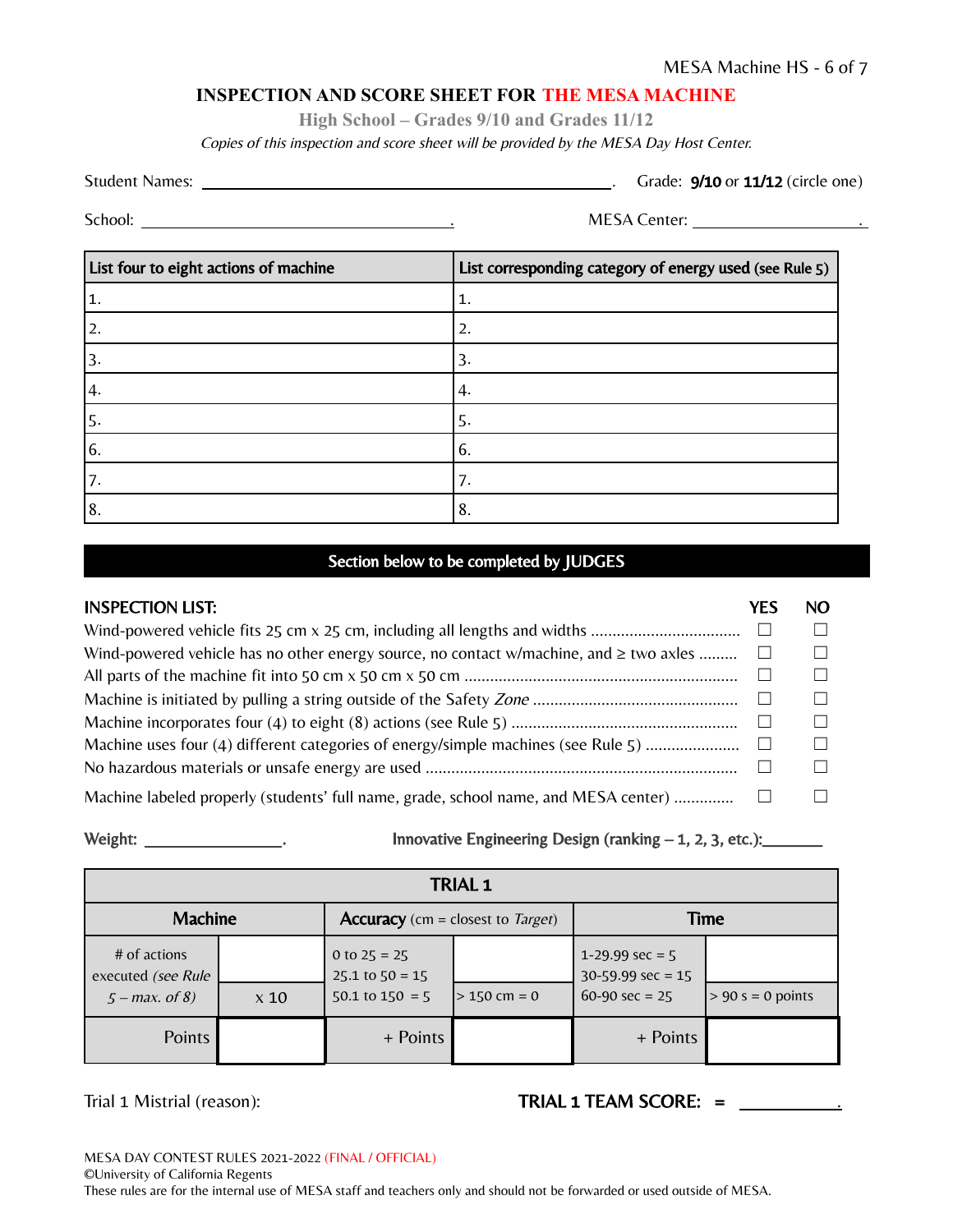# INSPECTION AND SCORE SHEET FOR THE MESA MACHINE

**High School – Grades 9/10 and Grades 11/12**

*Copies of this inspection and score sheet will be provided by the MESA Day Host Center.*

Student Names: \_\_\_\_\_\_\_\_\_\_\_\_\_\_\_\_\_\_\_\_\_\_\_\_\_\_\_\_\_\_\_\_\_\_\_\_\_\_\_\_\_\_\_\_. Grade: **9/10** or **11/12** (circle one)

School: \_\_\_\_\_\_\_\_\_\_\_\_\_\_\_\_\_\_\_\_\_\_\_\_\_\_\_\_\_\_\_\_\_\_. MESA Center: \_\_\_\_\_\_\_\_\_\_\_\_\_\_\_\_\_\_\_\_.

| List four to eight actions of machine | List corresponding category of energy used (see Rule 5) |
|---|---|
| 1. | 1. |
| 2. | 2. |
| 3. | 3. |
| 4. | 4. |
| 5. | 5. |
| 6. | 6. |
| 7. | 7. |
| 8. | 8. |

## Section below to be completed by JUDGES

**INSPECTION LIST:**

| | YES | NO |
|---|---|---|
| Wind-powered vehicle fits 25 cm x 25 cm, including all lengths and widths .................................. | ☐ | ☐ |
| Wind-powered vehicle has no other energy source, no contact w/machine, and ≥ two axles ......... | ☐ | ☐ |
| All parts of the machine fit into 50 cm x 50 cm x 50 cm ............................................................... | ☐ | ☐ |
| Machine is initiated by pulling a string outside of the Safety *Zone* ............................................... | ☐ | ☐ |
| Machine incorporates four (4) to eight (8) actions (see Rule 5) .................................................... | ☐ | ☐ |
| Machine uses four (4) different categories of energy/simple machines (see Rule 5) ...................... | ☐ | ☐ |
| No hazardous materials or unsafe energy are used ........................................................................ | ☐ | ☐ |
| Machine labeled properly (students' full name, grade, school name, and MESA center) ............. | ☐ | ☐ |

Weight: \_\_\_\_\_\_\_\_\_\_\_\_\_\_\_\_. Innovative Engineering Design (ranking – 1, 2, 3, etc.):\_\_\_\_\_\_\_

| TRIAL 1 | | | | | |
|---|---|---|---|---|---|
| **Machine** | | **Accuracy** (cm = closest to *Target*) | | **Time** | |
| # of actions executed *(see Rule 5 – max. of 8)* | x 10 | 0 to 25 = 25<br>25.1 to 50 = 15<br>50.1 to 150 = 5 | > 150 cm = 0 | 1-29.99 sec = 5<br>30-59.99 sec = 15<br>60-90 sec = 25 | > 90 s = 0 points |
| Points | | + Points | | + Points | |

Trial 1 Mistrial (reason): **TRIAL 1 TEAM SCORE: =** \_\_\_\_\_\_\_\_\_\_\_.

MESA DAY CONTEST RULES 2021-2022 (FINAL / OFFICIAL)
©University of California Regents
These rules are for the internal use of MESA staff and teachers only and should not be forwarded or used outside of MESA.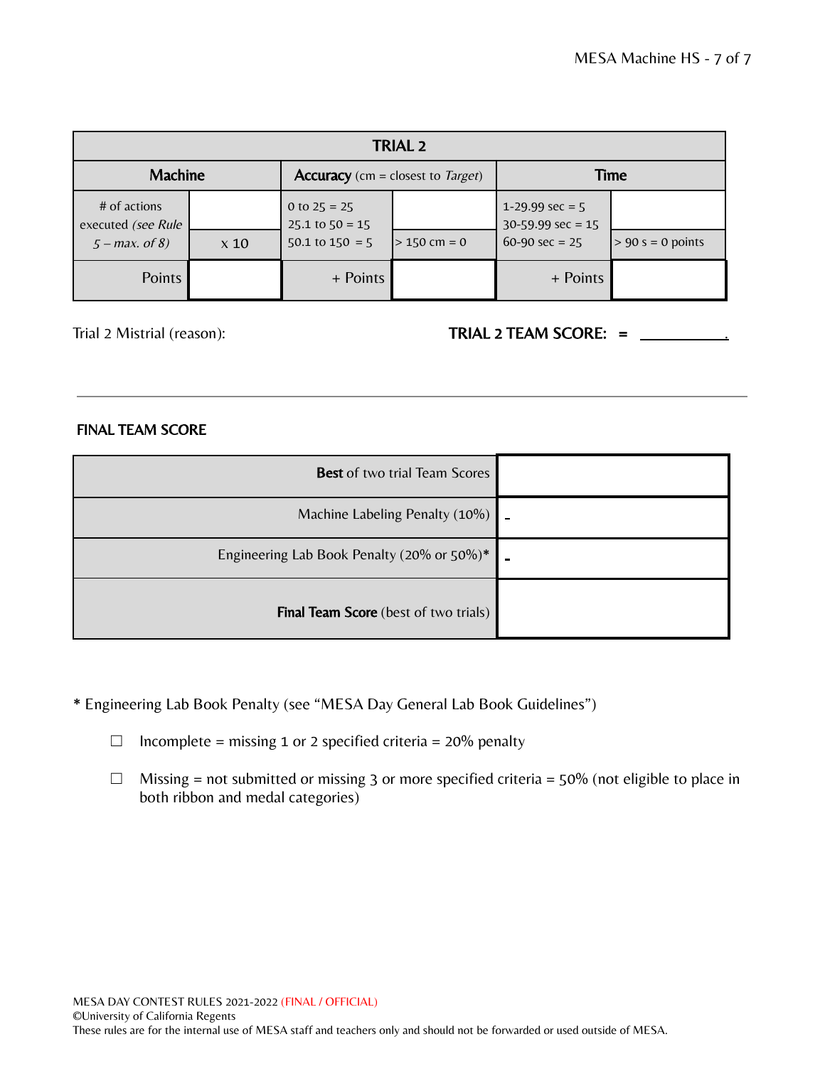| TRIAL 2 | | | | | |
|---|---|---|---|---|---|
| **Machine** | | **Accuracy** (cm = closest to *Target*) | | **Time** | |
| # of actions executed *(see Rule 5 – max. of 8)* | x 10 | 0 to 25 = 25<br>25.1 to 50 = 15<br>50.1 to 150 = 5 | > 150 cm = 0 | 1-29.99 sec = 5<br>30-59.99 sec = 15<br>60-90 sec = 25 | > 90 s = 0 points |
| Points | | + Points | | + Points | |

Trial 2 Mistrial (reason):

**TRIAL 2 TEAM SCORE: =** ___________.

---

**FINAL TEAM SCORE**

| | |
|---|---|
| **Best** of two trial Team Scores | |
| Machine Labeling Penalty (10%) | - |
| Engineering Lab Book Penalty (20% or 50%)* | - |
| **Final Team Score** (best of two trials) | |

\* Engineering Lab Book Penalty (see "MESA Day General Lab Book Guidelines")

- ☐ Incomplete = missing 1 or 2 specified criteria = 20% penalty
- ☐ Missing = not submitted or missing 3 or more specified criteria = 50% (not eligible to place in both ribbon and medal categories)

MESA DAY CONTEST RULES 2021-2022 (FINAL / OFFICIAL)
©University of California Regents
These rules are for the internal use of MESA staff and teachers only and should not be forwarded or used outside of MESA.